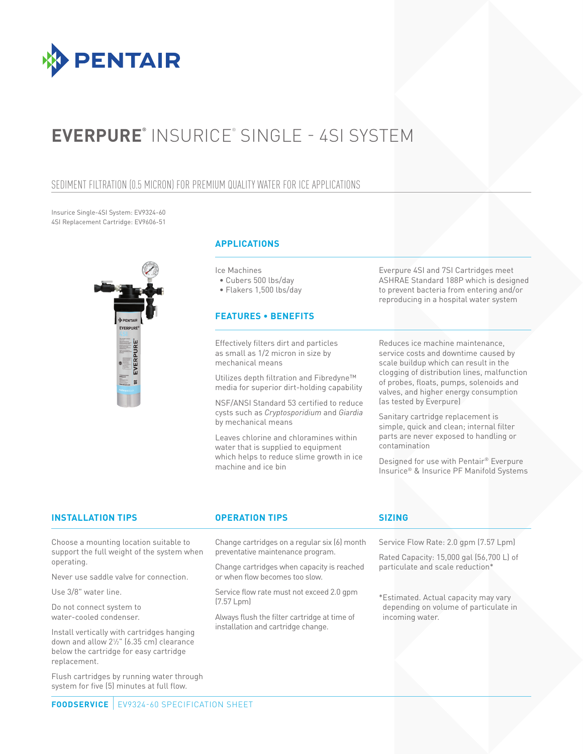# EVERPURE® INSURICE® SINGLE - 4SI SYSTEM

## SEDIMENT FILTRATION (0.5 MICRON) FOR PREMIUM QUALITY WATER FOR ICE APPLICATIONS

Insurice Single-4SI System: EV9324-60
4SI Replacement Cartridge: EV9606-51

### APPLICATIONS

Ice Machines
- Cubers 500 lbs/day
- Flakers 1,500 lbs/day

Everpure 4SI and 7SI Cartridges meet ASHRAE Standard 188P which is designed to prevent bacteria from entering and/or reproducing in a hospital water system

### FEATURES • BENEFITS

Effectively filters dirt and particles as small as 1/2 micron in size by mechanical means

Utilizes depth filtration and Fibredyne™ media for superior dirt-holding capability

NSF/ANSI Standard 53 certified to reduce cysts such as *Cryptosporidium* and *Giardia* by mechanical means

Leaves chlorine and chloramines within water that is supplied to equipment which helps to reduce slime growth in ice machine and ice bin

Reduces ice machine maintenance, service costs and downtime caused by scale buildup which can result in the clogging of distribution lines, malfunction of probes, floats, pumps, solenoids and valves, and higher energy consumption (as tested by Everpure)

Sanitary cartridge replacement is simple, quick and clean; internal filter parts are never exposed to handling or contamination

Designed for use with Pentair® Everpure Insurice® & Insurice PF Manifold Systems

### INSTALLATION TIPS

Choose a mounting location suitable to support the full weight of the system when operating.

Never use saddle valve for connection.

Use 3/8" water line.

Do not connect system to water-cooled condenser.

Install vertically with cartridges hanging down and allow 2½" (6.35 cm) clearance below the cartridge for easy cartridge replacement.

Flush cartridges by running water through system for five (5) minutes at full flow.

### OPERATION TIPS

Change cartridges on a regular six (6) month preventative maintenance program.

Change cartridges when capacity is reached or when flow becomes too slow.

Service flow rate must not exceed 2.0 gpm (7.57 Lpm)

Always flush the filter cartridge at time of installation and cartridge change.

### SIZING

Service Flow Rate: 2.0 gpm (7.57 Lpm)

Rated Capacity: 15,000 gal (56,700 L) of particulate and scale reduction*

*Estimated. Actual capacity may vary depending on volume of particulate in incoming water.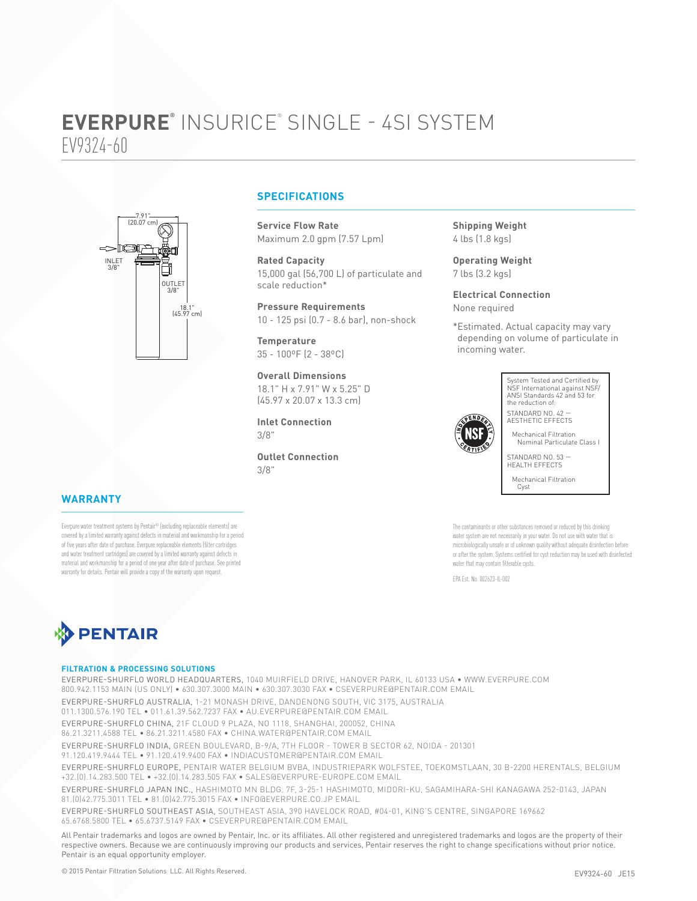# EVERPURE® INSURICE® SINGLE - 4SI SYSTEM

EV9324-60

7.91" (20.07 cm)

INLET 3/8"

OUTLET 3/8"

18.1" (45.97 cm)

## SPECIFICATIONS

**Service Flow Rate**
Maximum 2.0 gpm (7.57 Lpm)

**Rated Capacity**
15,000 gal (56,700 L) of particulate and scale reduction*

**Pressure Requirements**
10 - 125 psi (0.7 - 8.6 bar), non-shock

**Temperature**
35 - 100ºF (2 - 38ºC)

**Overall Dimensions**
18.1" H x 7.91" W x 5.25" D
(45.97 x 20.07 x 13.3 cm)

**Inlet Connection**
3/8"

**Outlet Connection**
3/8"

**Shipping Weight**
4 lbs (1.8 kgs)

**Operating Weight**
7 lbs (3.2 kgs)

**Electrical Connection**
None required

*Estimated. Actual capacity may vary depending on volume of particulate in incoming water.

INDEPENDENTLY NSF CERTIFIED

System Tested and Certified by NSF International against NSF/ANSI Standards 42 and 53 for the reduction of:

STANDARD NO. 42 — AESTHETIC EFFECTS

Mechanical Filtration
Nominal Particulate Class I

STANDARD NO. 53 — HEALTH EFFECTS

Mechanical Filtration
Cyst

The contaminants or other substances removed or reduced by this drinking water system are not necessarily in your water. Do not use with water that is microbiologically unsafe or of unknown quality without adequate disinfection before or after the system. Systems certified for cyst reduction may be used with disinfected water that may contain filterable cysts.

EPA Est. No. 002623-IL-002

## WARRANTY

Everpure water treatment systems by Pentair® (excluding replaceable elements) are covered by a limited warranty against defects in material and workmanship for a period of five years after date of purchase. Everpure replaceable elements (filter cartridges and water treatment cartridges) are covered by a limited warranty against defects in material and workmanship for a period of one year after date of purchase. See printed warranty for details. Pentair will provide a copy of the warranty upon request.

PENTAIR

**FILTRATION & PROCESSING SOLUTIONS**

EVERPURE-SHURFLO WORLD HEADQUARTERS, 1040 MUIRFIELD DRIVE, HANOVER PARK, IL 60133 USA • WWW.EVERPURE.COM
800.942.1153 MAIN (US ONLY) • 630.307.3000 MAIN • 630.307.3030 FAX • CSEVERPURE@PENTAIR.COM EMAIL

EVERPURE-SHURFLO AUSTRALIA, 1-21 MONASH DRIVE, DANDENONG SOUTH, VIC 3175, AUSTRALIA
011.1300.576.190 TEL • 011.61.39.562.7237 FAX • AU.EVERPURE@PENTAIR.COM EMAIL

EVERPURE-SHURFLO CHINA, 21F CLOUD 9 PLAZA, NO 1118, SHANGHAI, 200052, CHINA
86.21.3211.4588 TEL • 86.21.3211.4580 FAX • CHINA.WATER@PENTAIR.COM EMAIL

EVERPURE-SHURFLO INDIA, GREEN BOULEVARD, B-9/A, 7TH FLOOR - TOWER B SECTOR 62, NOIDA - 201301
91.120.419.9444 TEL • 91.120.419.9400 FAX • INDIACUSTOMER@PENTAIR.COM EMAIL

EVERPURE-SHURFLO EUROPE, PENTAIR WATER BELGIUM BVBA, INDUSTRIEPARK WOLFSTEE, TOEKOMSTLAAN, 30 B-2200 HERENTALS, BELGIUM
+32.(0).14.283.500 TEL • +32.(0).14.283.505 FAX • SALES@EVERPURE-EUROPE.COM EMAIL

EVERPURE-SHURFLO JAPAN INC., HASHIMOTO MN BLDG. 7F, 3-25-1 HASHIMOTO, MIDORI-KU, SAGAMIHARA-SHI KANAGAWA 252-0143, JAPAN
81.(0)42.775.3011 TEL • 81.(0)42.775.3015 FAX • INFO@EVERPURE.CO.JP EMAIL

EVERPURE-SHURFLO SOUTHEAST ASIA, SOUTHEAST ASIA, 390 HAVELOCK ROAD, #04-01, KING'S CENTRE, SINGAPORE 169662
65.6768.5800 TEL • 65.6737.5149 FAX • CSEVERPURE@PENTAIR.COM EMAIL

All Pentair trademarks and logos are owned by Pentair, Inc. or its affiliates. All other registered and unregistered trademarks and logos are the property of their respective owners. Because we are continuously improving our products and services, Pentair reserves the right to change specifications without prior notice. Pentair is an equal opportunity employer.

© 2015 Pentair Filtration Solutions LLC. All Rights Reserved.

EV9324-60 JE15